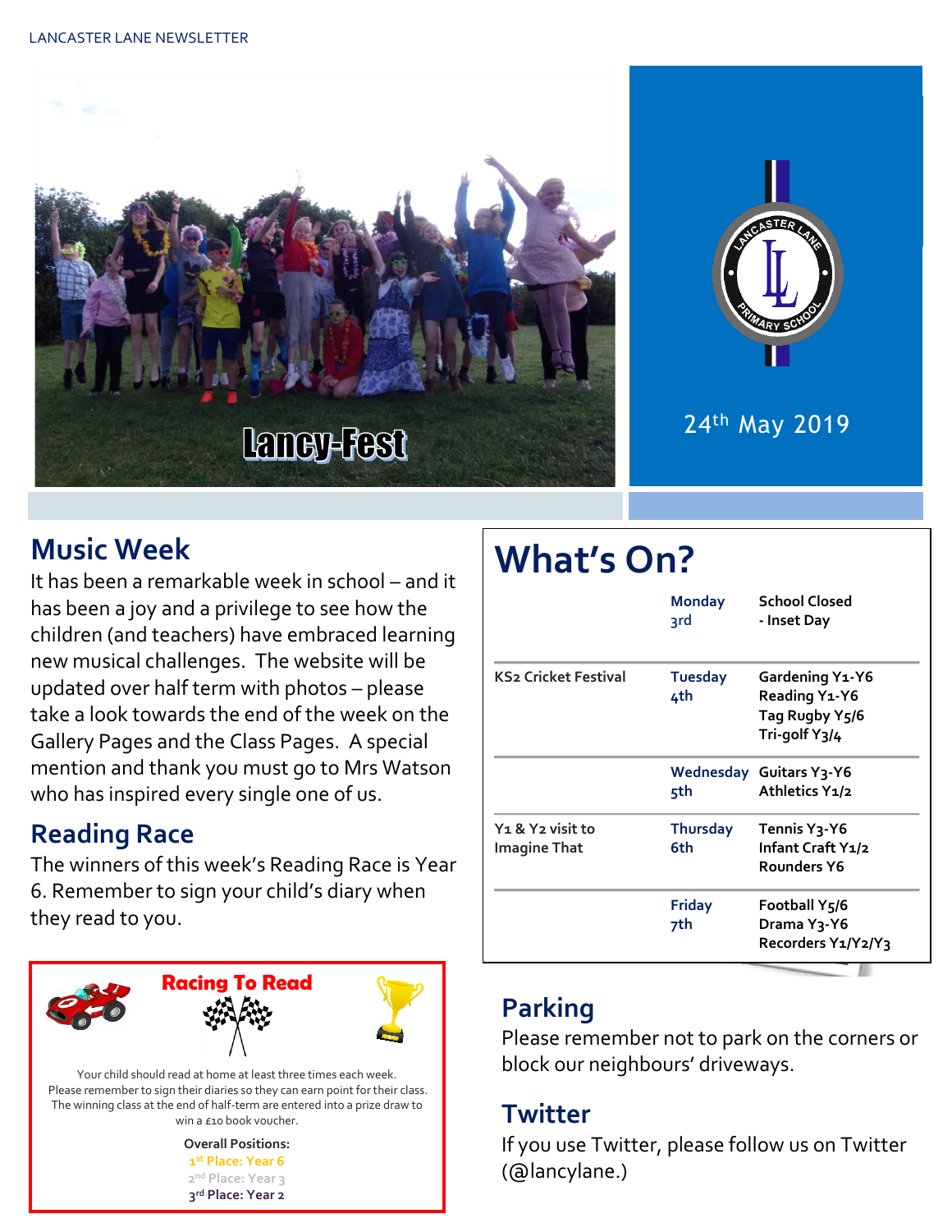LANCASTER LANE NEWSLETTER

Lancy-Fest

24th May 2019

## Music Week

It has been a remarkable week in school – and it has been a joy and a privilege to see how the children (and teachers) have embraced learning new musical challenges. The website will be updated over half term with photos – please take a look towards the end of the week on the Gallery Pages and the Class Pages. A special mention and thank you must go to Mrs Watson who has inspired every single one of us.

## Reading Race

The winners of this week's Reading Race is Year 6. Remember to sign your child's diary when they read to you.

### Racing To Read

Your child should read at home at least three times each week. Please remember to sign their diaries so they can earn point for their class. The winning class at the end of half-term are entered into a prize draw to win a £10 book voucher.

**Overall Positions:**
1st Place: Year 6
2nd Place: Year 3
3rd Place: Year 2

# What's On?

| | | |
|---|---|---|
| | Monday 3rd | School Closed - Inset Day |
| KS2 Cricket Festival | Tuesday 4th | Gardening Y1-Y6<br>Reading Y1-Y6<br>Tag Rugby Y5/6<br>Tri-golf Y3/4 |
| | Wednesday 5th | Guitars Y3-Y6<br>Athletics Y1/2 |
| Y1 & Y2 visit to Imagine That | Thursday 6th | Tennis Y3-Y6<br>Infant Craft Y1/2<br>Rounders Y6 |
| | Friday 7th | Football Y5/6<br>Drama Y3-Y6<br>Recorders Y1/Y2/Y3 |

## Parking

Please remember not to park on the corners or block our neighbours' driveways.

## Twitter

If you use Twitter, please follow us on Twitter (@lancylane.)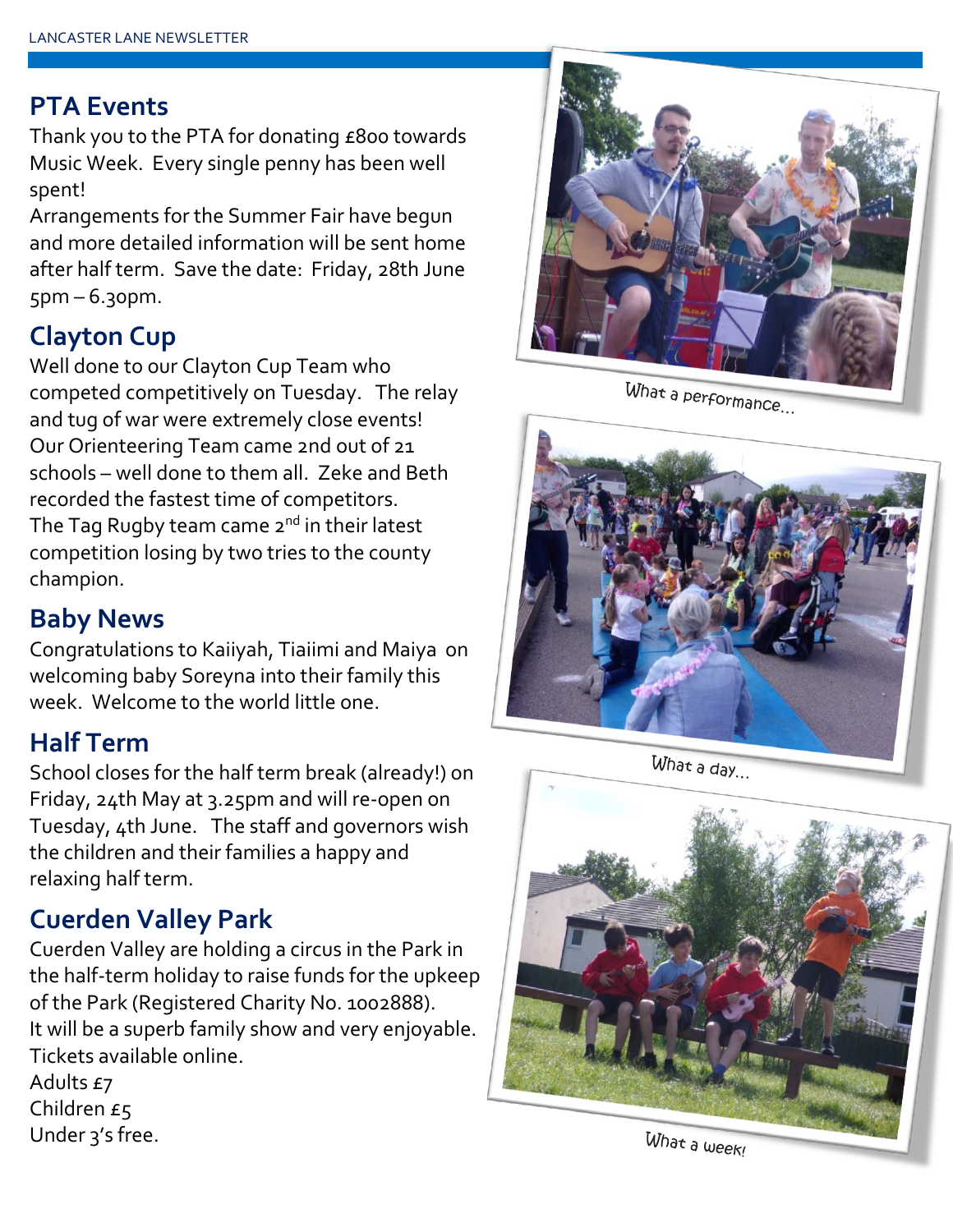## PTA Events

Thank you to the PTA for donating £800 towards Music Week. Every single penny has been well spent!

Arrangements for the Summer Fair have begun and more detailed information will be sent home after half term. Save the date: Friday, 28th June 5pm – 6.30pm.

## Clayton Cup

Well done to our Clayton Cup Team who competed competitively on Tuesday. The relay and tug of war were extremely close events! Our Orienteering Team came 2nd out of 21 schools – well done to them all. Zeke and Beth recorded the fastest time of competitors. The Tag Rugby team came 2nd in their latest competition losing by two tries to the county champion.

## Baby News

Congratulations to Kaiiyah, Tiaiimi and Maiya on welcoming baby Soreyna into their family this week. Welcome to the world little one.

## Half Term

School closes for the half term break (already!) on Friday, 24th May at 3.25pm and will re-open on Tuesday, 4th June. The staff and governors wish the children and their families a happy and relaxing half term.

## Cuerden Valley Park

Cuerden Valley are holding a circus in the Park in the half-term holiday to raise funds for the upkeep of the Park (Registered Charity No. 1002888). It will be a superb family show and very enjoyable. Tickets available online.

Adults £7

Children £5

Under 3's free.

What a performance…

What a day…

What a week!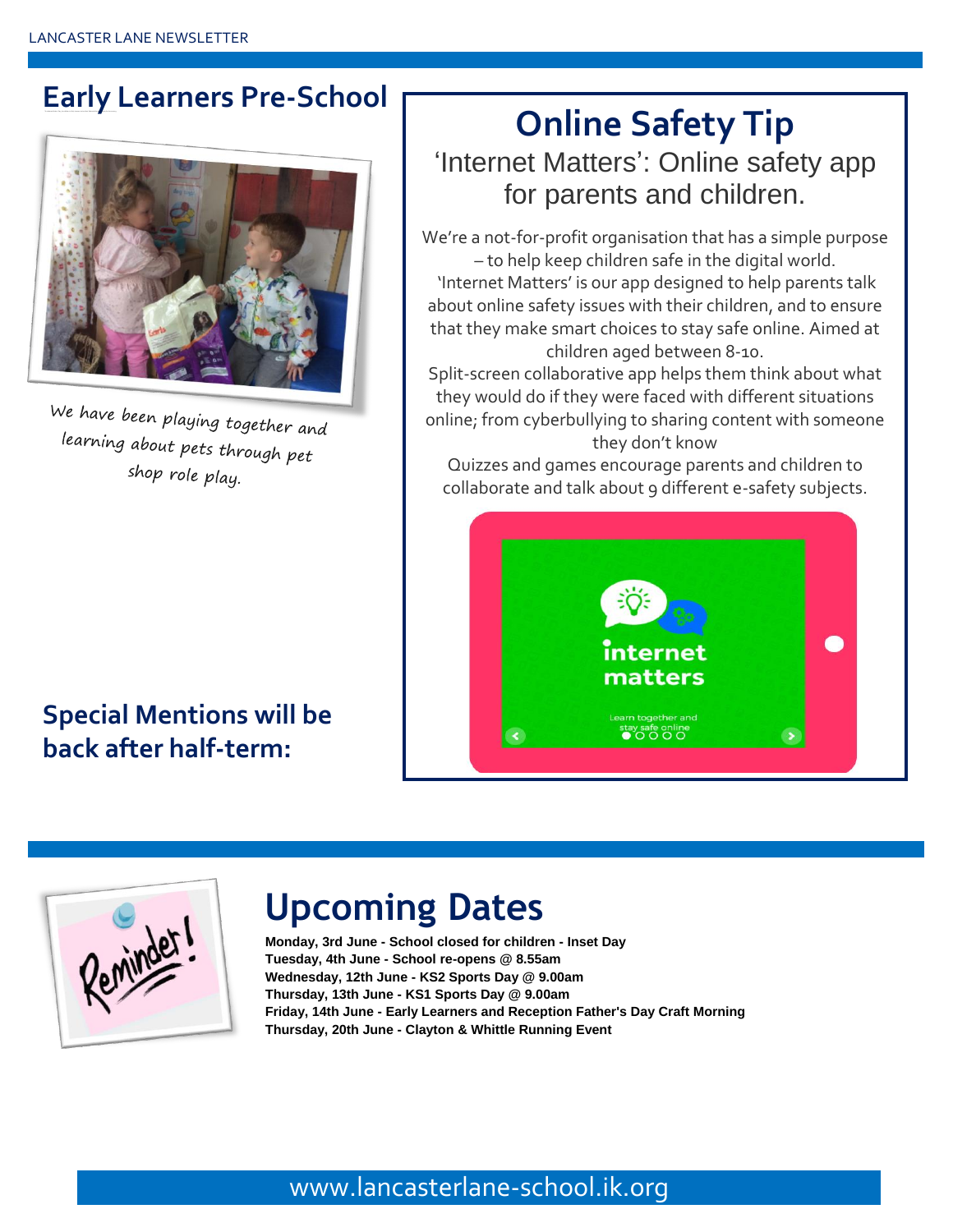## Early Learners Pre-School

We have been playing together and learning about pets through pet shop role play.

## Special Mentions will be back after half-term:

## Online Safety Tip

'Internet Matters': Online safety app for parents and children.

We're a not-for-profit organisation that has a simple purpose – to help keep children safe in the digital world.

'Internet Matters' is our app designed to help parents talk about online safety issues with their children, and to ensure that they make smart choices to stay safe online. Aimed at children aged between 8-10.

Split-screen collaborative app helps them think about what they would do if they were faced with different situations online; from cyberbullying to sharing content with someone they don't know

Quizzes and games encourage parents and children to collaborate and talk about 9 different e-safety subjects.

## Upcoming Dates

**Monday, 3rd June - School closed for children - Inset Day**
**Tuesday, 4th June - School re-opens @ 8.55am**
**Wednesday, 12th June - KS2 Sports Day @ 9.00am**
**Thursday, 13th June - KS1 Sports Day @ 9.00am**
**Friday, 14th June - Early Learners and Reception Father's Day Craft Morning**
**Thursday, 20th June - Clayton & Whittle Running Event**

www.lancasterlane-school.ik.org